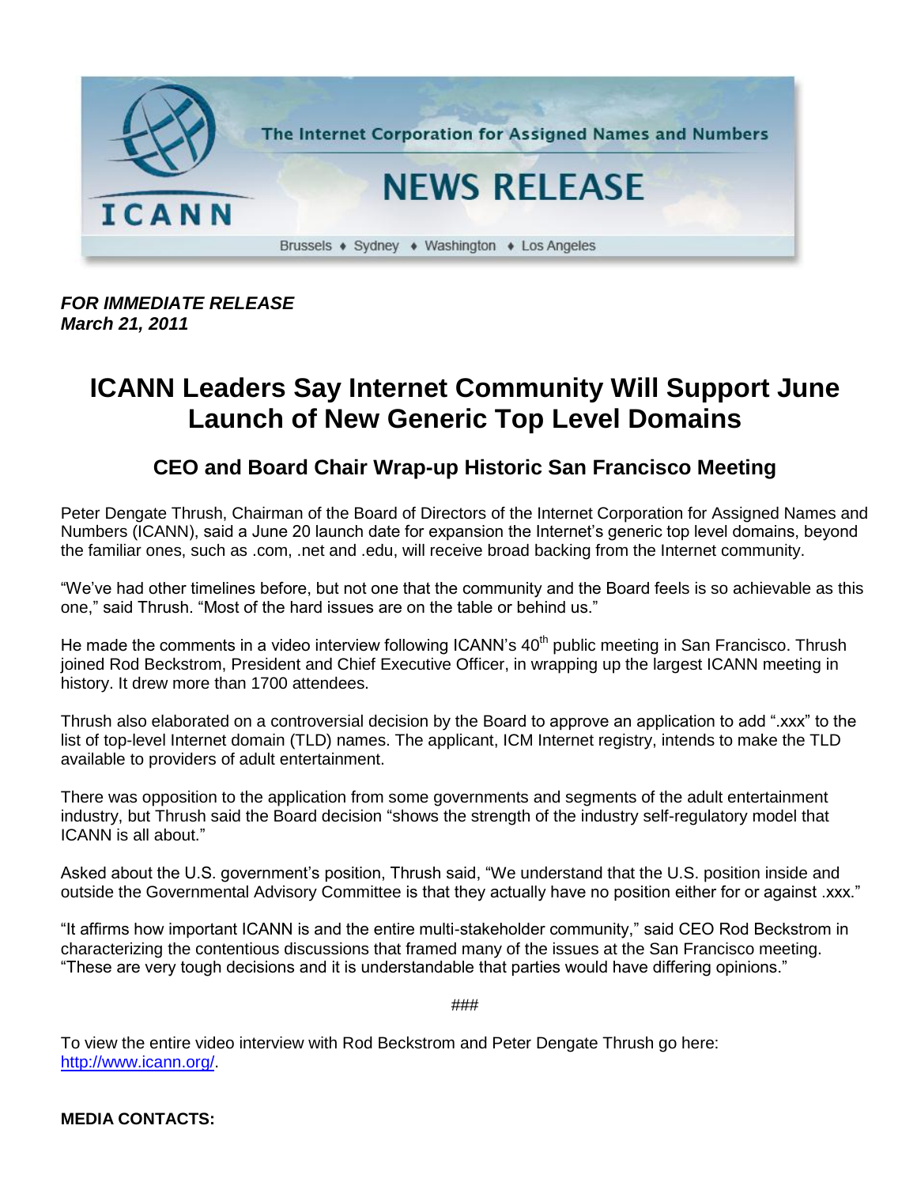The Internet Corporation for Assigned Names and Numbers

# NEWS RELEASE

Brussels ♦ Sydney ♦ Washington ♦ Los Angeles

***FOR IMMEDIATE RELEASE***
***March 21, 2011***

# ICANN Leaders Say Internet Community Will Support June Launch of New Generic Top Level Domains

## CEO and Board Chair Wrap-up Historic San Francisco Meeting

Peter Dengate Thrush, Chairman of the Board of Directors of the Internet Corporation for Assigned Names and Numbers (ICANN), said a June 20 launch date for expansion the Internet's generic top level domains, beyond the familiar ones, such as .com, .net and .edu, will receive broad backing from the Internet community.

"We've had other timelines before, but not one that the community and the Board feels is so achievable as this one," said Thrush. "Most of the hard issues are on the table or behind us."

He made the comments in a video interview following ICANN's 40th public meeting in San Francisco. Thrush joined Rod Beckstrom, President and Chief Executive Officer, in wrapping up the largest ICANN meeting in history. It drew more than 1700 attendees.

Thrush also elaborated on a controversial decision by the Board to approve an application to add ".xxx" to the list of top-level Internet domain (TLD) names. The applicant, ICM Internet registry, intends to make the TLD available to providers of adult entertainment.

There was opposition to the application from some governments and segments of the adult entertainment industry, but Thrush said the Board decision "shows the strength of the industry self-regulatory model that ICANN is all about."

Asked about the U.S. government's position, Thrush said, "We understand that the U.S. position inside and outside the Governmental Advisory Committee is that they actually have no position either for or against .xxx."

"It affirms how important ICANN is and the entire multi-stakeholder community," said CEO Rod Beckstrom in characterizing the contentious discussions that framed many of the issues at the San Francisco meeting. "These are very tough decisions and it is understandable that parties would have differing opinions."

###

To view the entire video interview with Rod Beckstrom and Peter Dengate Thrush go here: http://www.icann.org/.

**MEDIA CONTACTS:**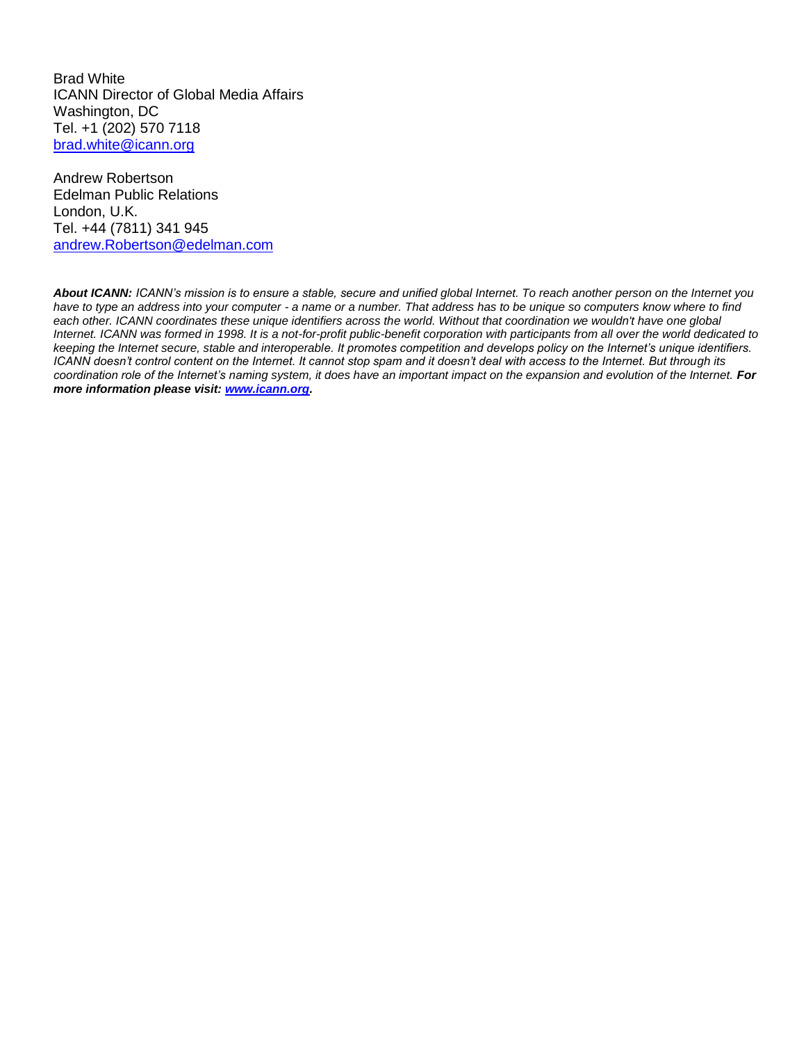Brad White
ICANN Director of Global Media Affairs
Washington, DC
Tel. +1 (202) 570 7118
brad.white@icann.org

Andrew Robertson
Edelman Public Relations
London, U.K.
Tel. +44 (7811) 341 945
andrew.Robertson@edelman.com

***About ICANN:*** *ICANN's mission is to ensure a stable, secure and unified global Internet. To reach another person on the Internet you have to type an address into your computer - a name or a number. That address has to be unique so computers know where to find each other. ICANN coordinates these unique identifiers across the world. Without that coordination we wouldn't have one global Internet. ICANN was formed in 1998. It is a not-for-profit public-benefit corporation with participants from all over the world dedicated to keeping the Internet secure, stable and interoperable. It promotes competition and develops policy on the Internet's unique identifiers. ICANN doesn't control content on the Internet. It cannot stop spam and it doesn't deal with access to the Internet. But through its coordination role of the Internet's naming system, it does have an important impact on the expansion and evolution of the Internet.* ***For more information please visit: www.icann.org.***